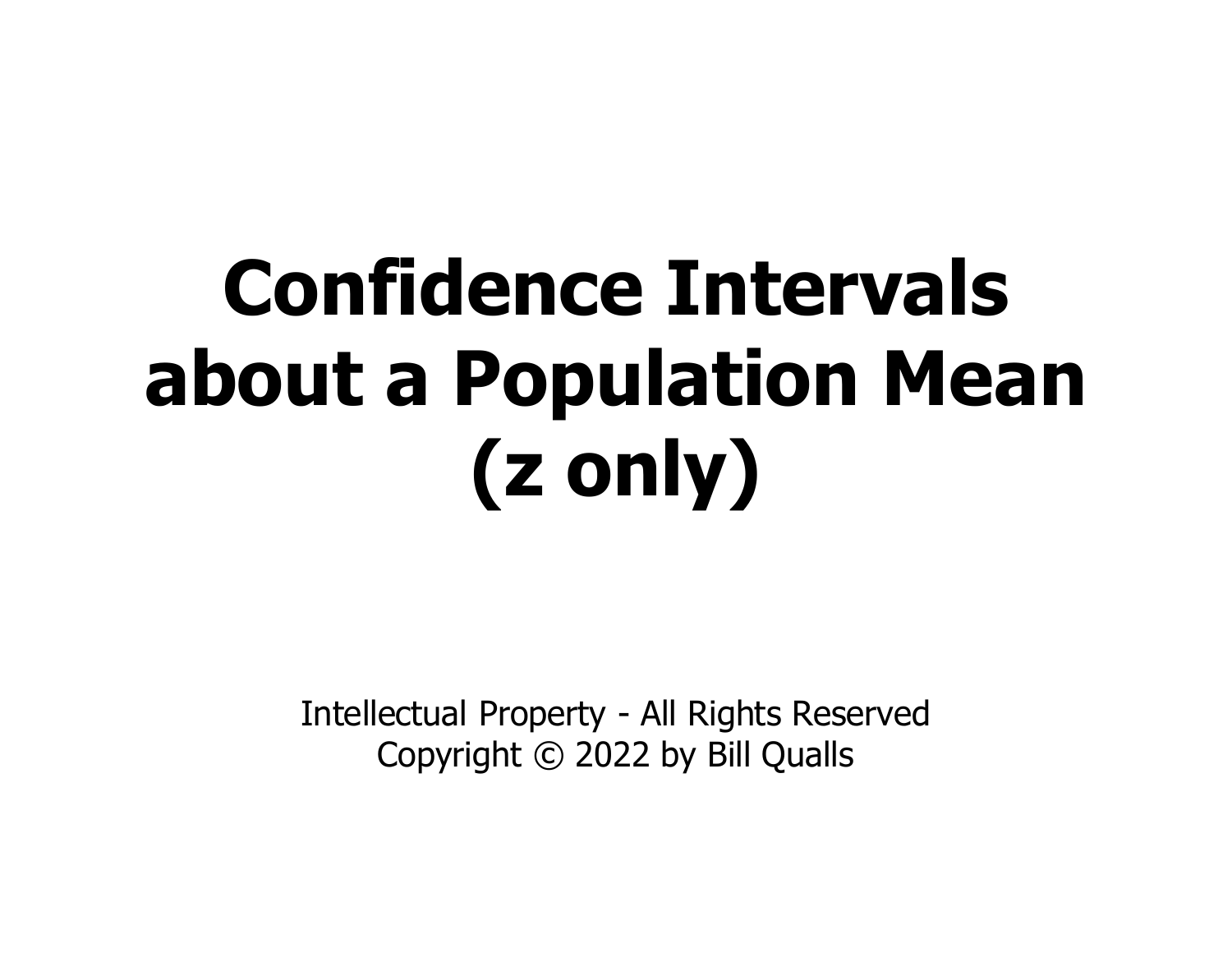# Confidence Intervals about a Population Mean (z only)

Intellectual Property - All Rights Reserved
Copyright © 2022 by Bill Qualls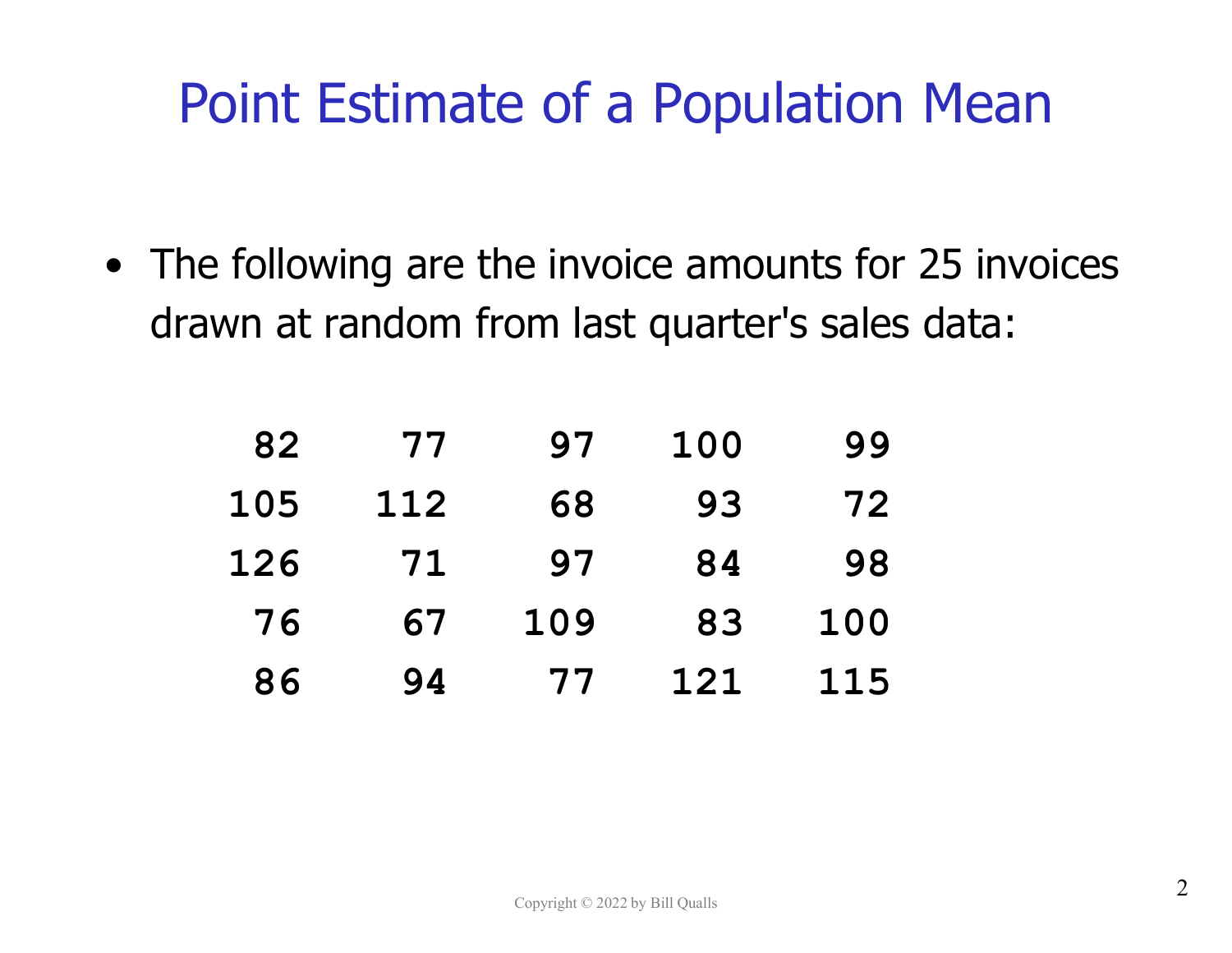# Point Estimate of a Population Mean

- The following are the invoice amounts for 25 invoices drawn at random from last quarter's sales data:

```
 82    77    97   100    99
105   112    68    93    72
126    71    97    84    98
 76    67   109    83   100
 86    94    77   121   115
```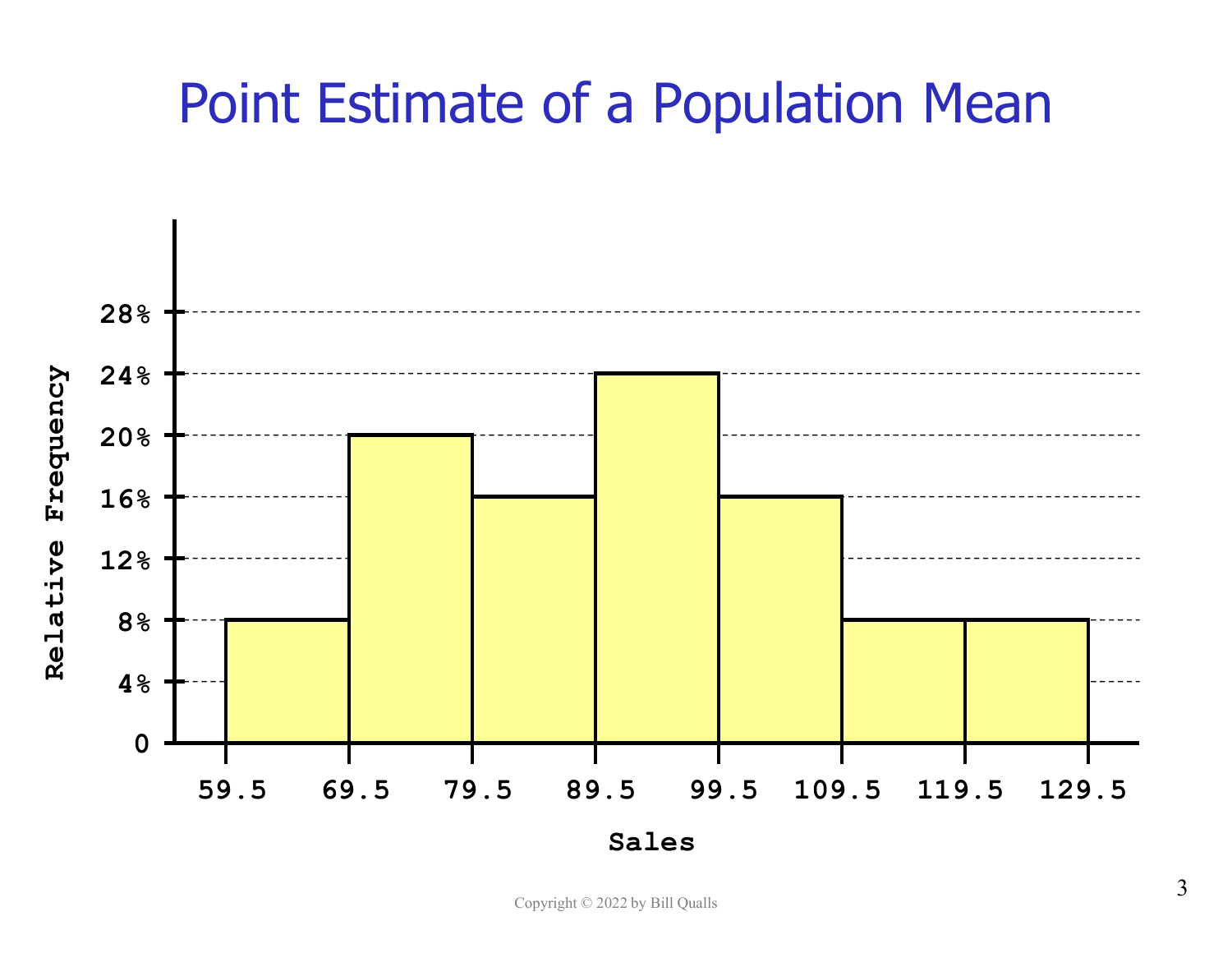# Point Estimate of a Population Mean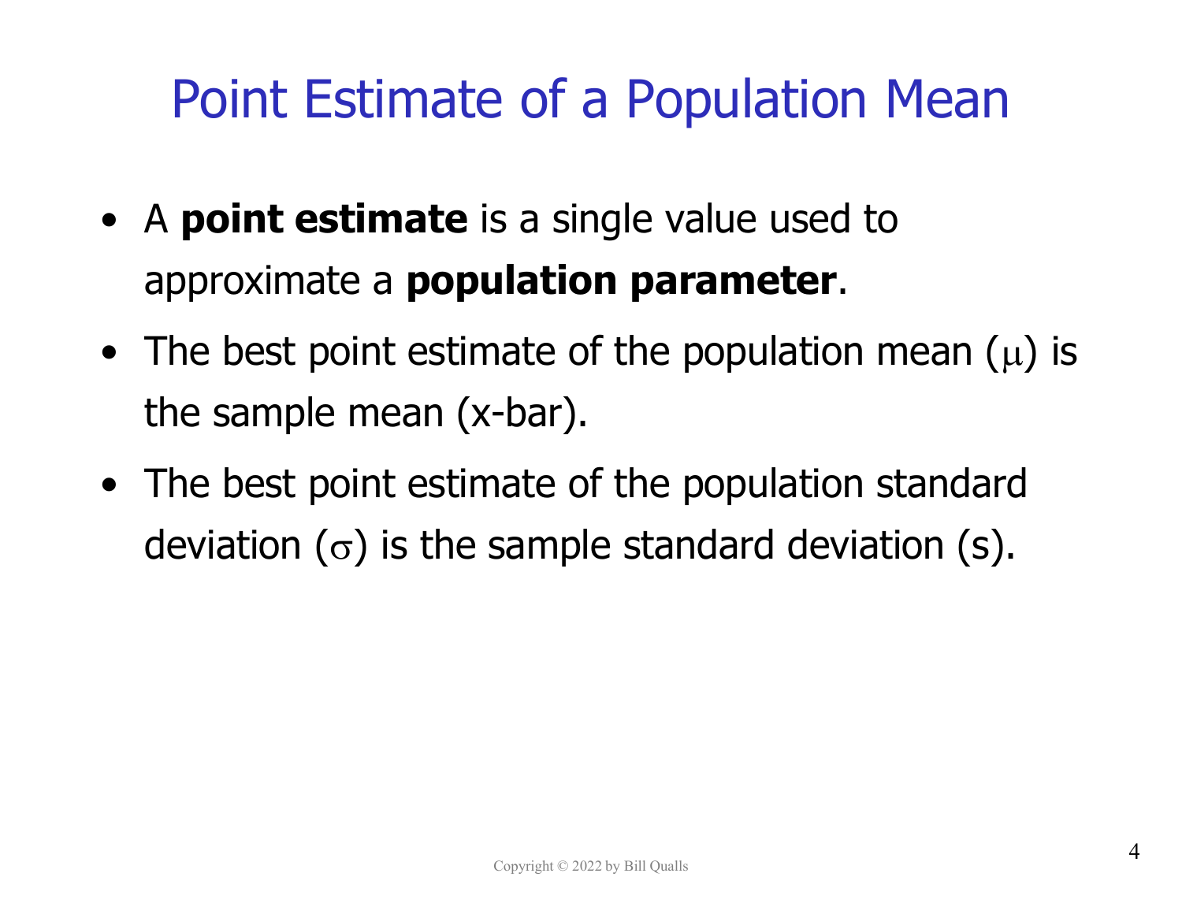# Point Estimate of a Population Mean

- A **point estimate** is a single value used to approximate a **population parameter**.
- The best point estimate of the population mean ($\mu$) is the sample mean (x-bar).
- The best point estimate of the population standard deviation ($\sigma$) is the sample standard deviation (s).

Copyright © 2022 by Bill Qualls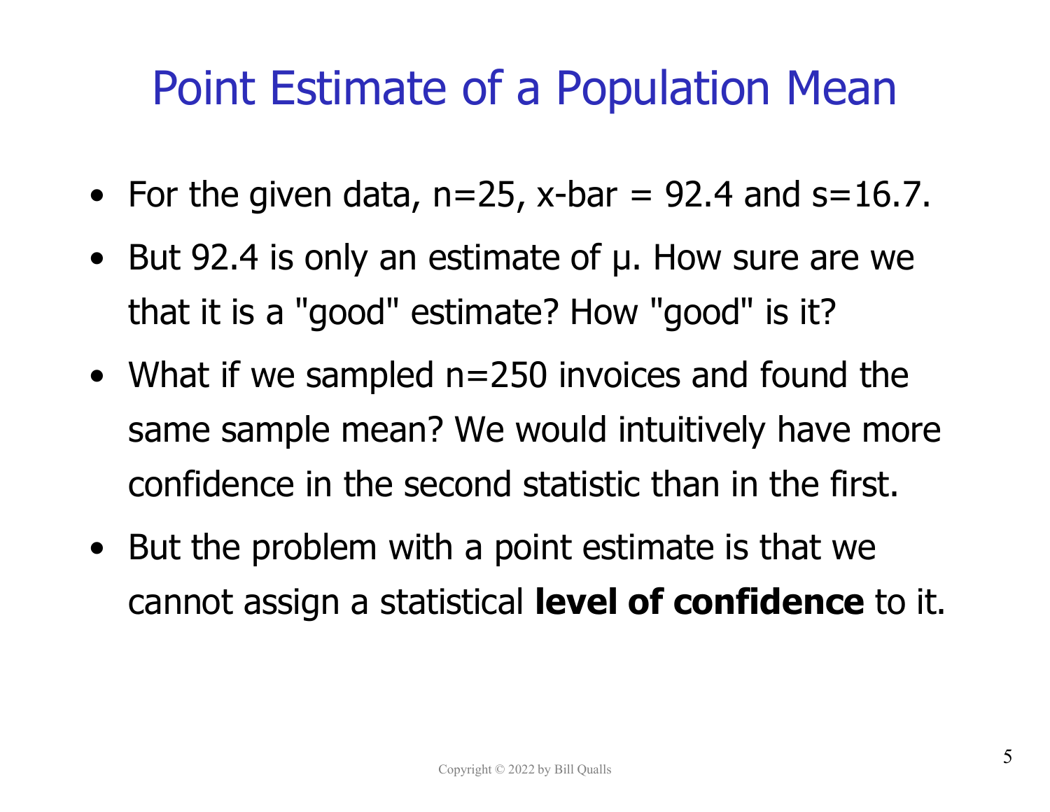# Point Estimate of a Population Mean

- For the given data, $n=25$, $\bar{x} = 92.4$ and $s=16.7$.
- But 92.4 is only an estimate of $\mu$. How sure are we that it is a "good" estimate? How "good" is it?
- What if we sampled $n=250$ invoices and found the same sample mean? We would intuitively have more confidence in the second statistic than in the first.
- But the problem with a point estimate is that we cannot assign a statistical **level of confidence** to it.

Copyright © 2022 by Bill Qualls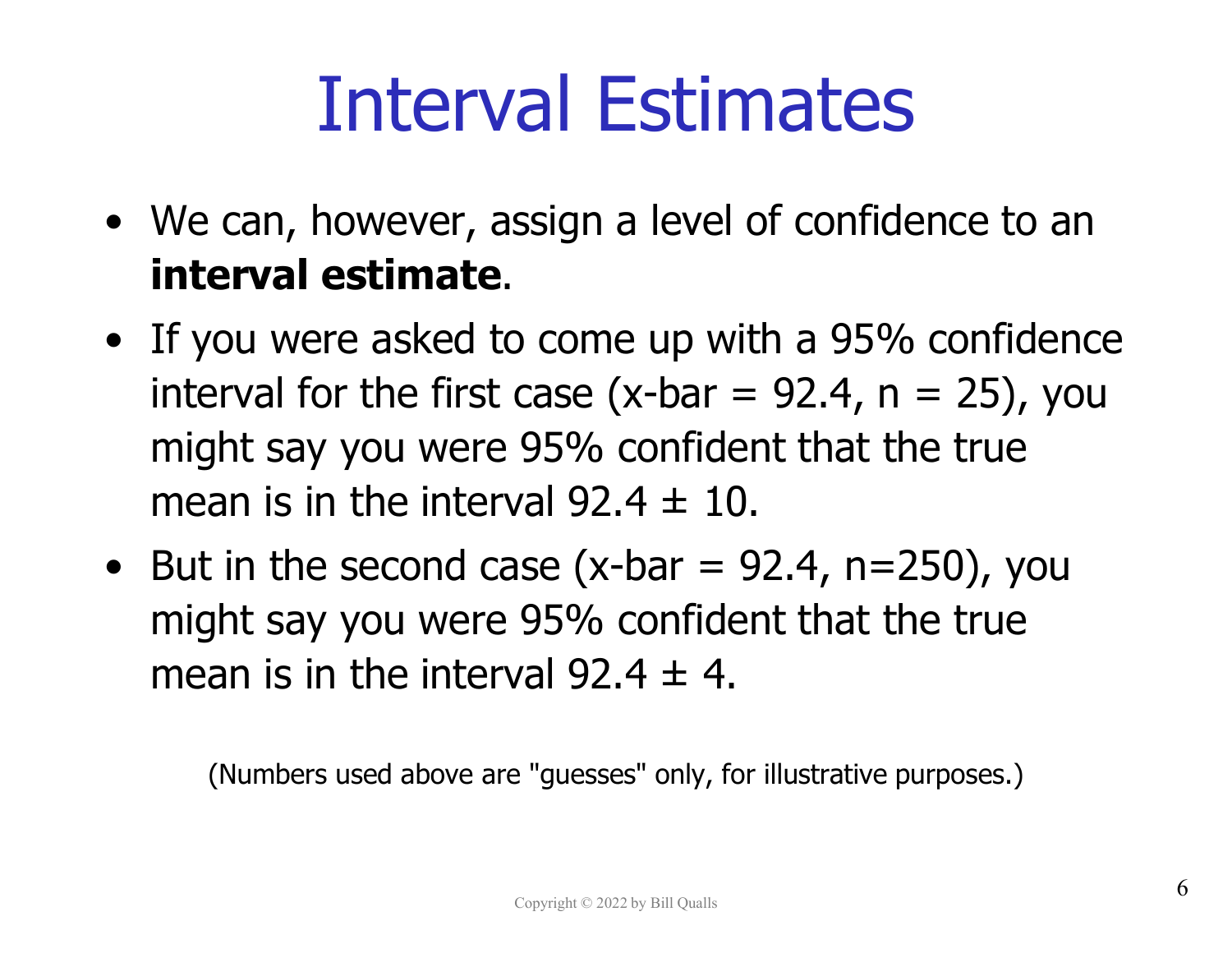# Interval Estimates

- We can, however, assign a level of confidence to an **interval estimate**.
- If you were asked to come up with a 95% confidence interval for the first case (x-bar = 92.4, n = 25), you might say you were 95% confident that the true mean is in the interval $92.4 \pm 10$.
- But in the second case (x-bar = 92.4, n=250), you might say you were 95% confident that the true mean is in the interval $92.4 \pm 4$.

(Numbers used above are "guesses" only, for illustrative purposes.)

Copyright © 2022 by Bill Qualls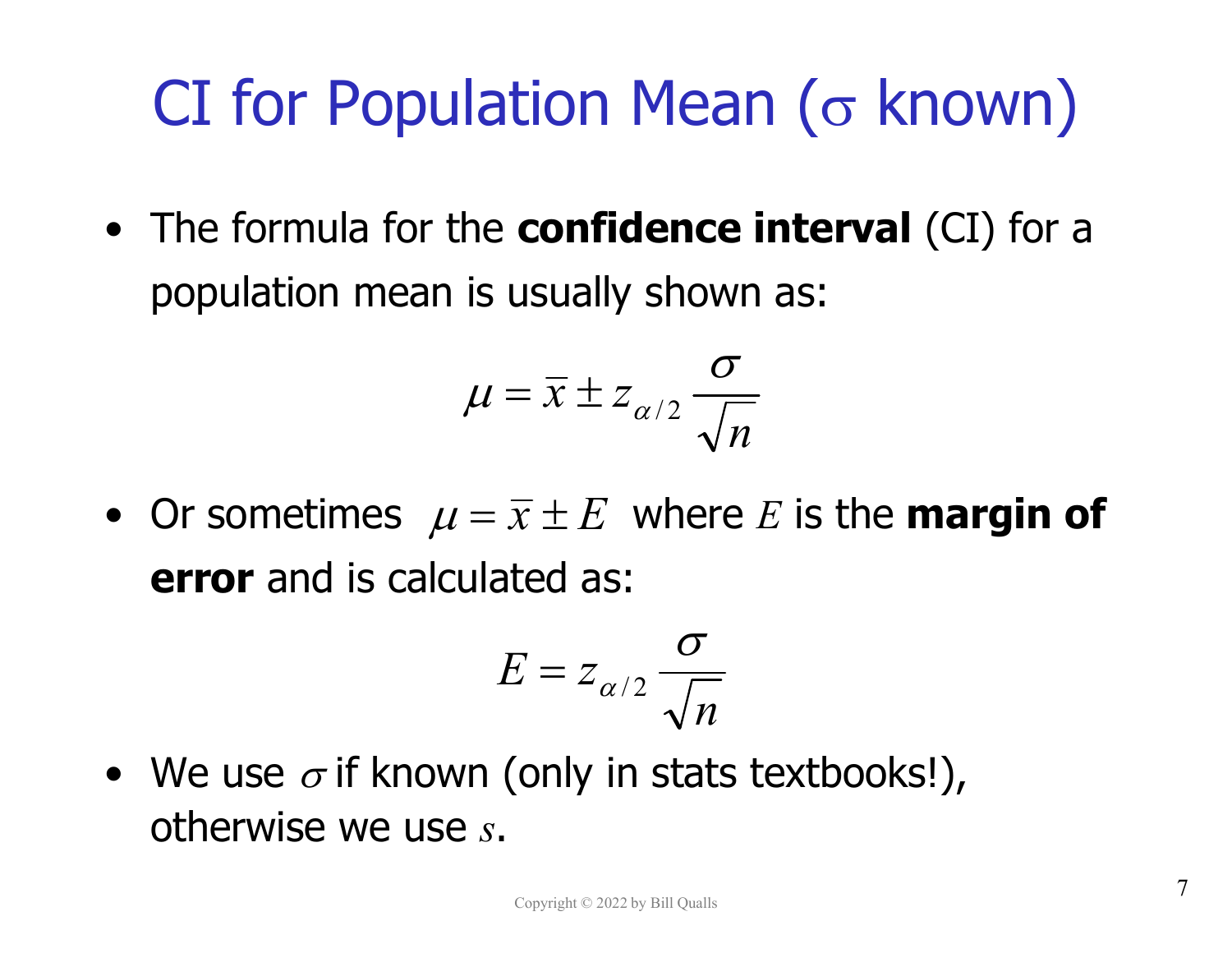# CI for Population Mean ($\sigma$ known)

- The formula for the **confidence interval** (CI) for a population mean is usually shown as:

$$\mu = \bar{x} \pm z_{\alpha/2} \frac{\sigma}{\sqrt{n}}$$

- Or sometimes $\mu = \bar{x} \pm E$ where $E$ is the **margin of error** and is calculated as:

$$E = z_{\alpha/2} \frac{\sigma}{\sqrt{n}}$$

- We use $\sigma$ if known (only in stats textbooks!), otherwise we use $s$.

Copyright © 2022 by Bill Qualls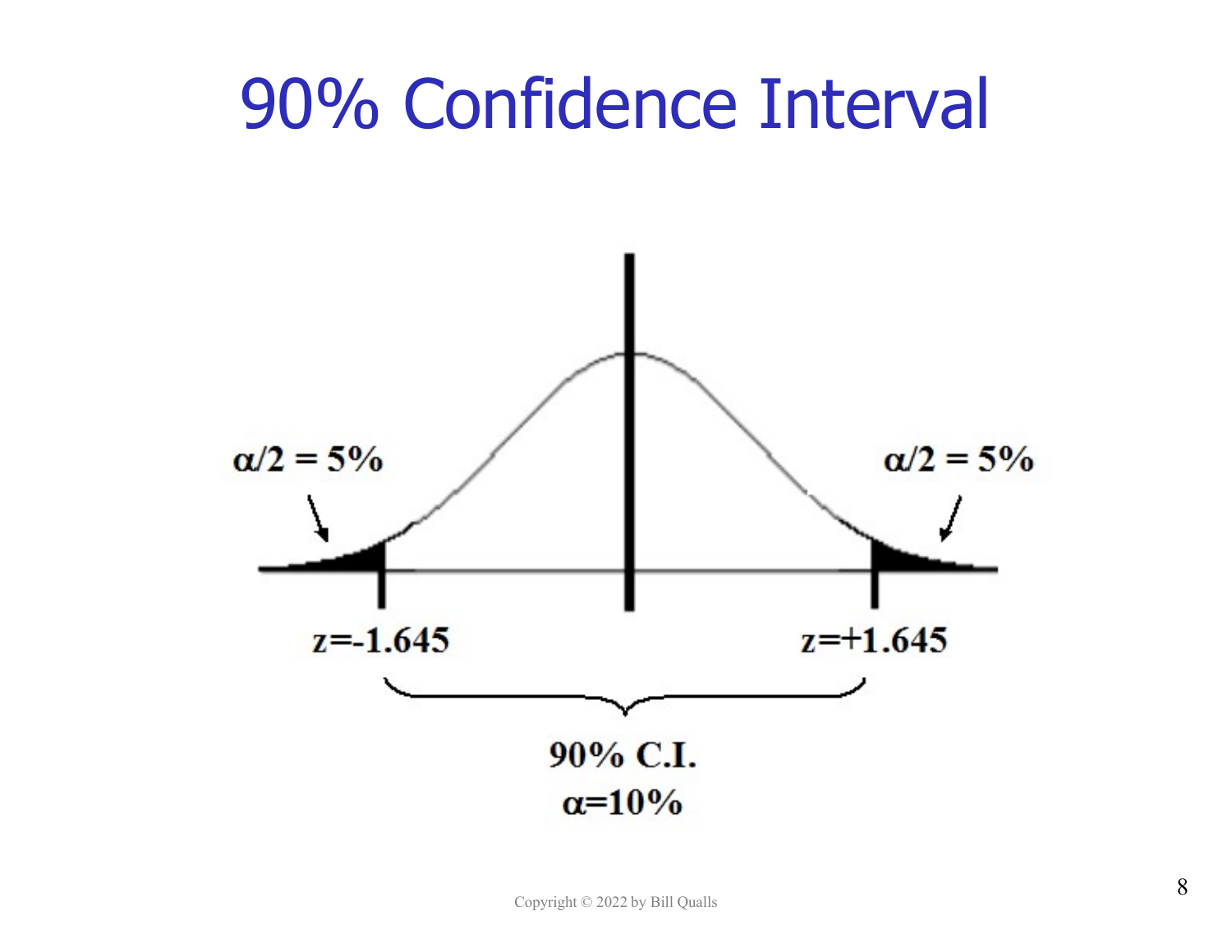# 90% Confidence Interval

$\alpha/2 = 5\%$

$\alpha/2 = 5\%$

$z=-1.645$

$z=+1.645$

90% C.I.

$\alpha=10\%$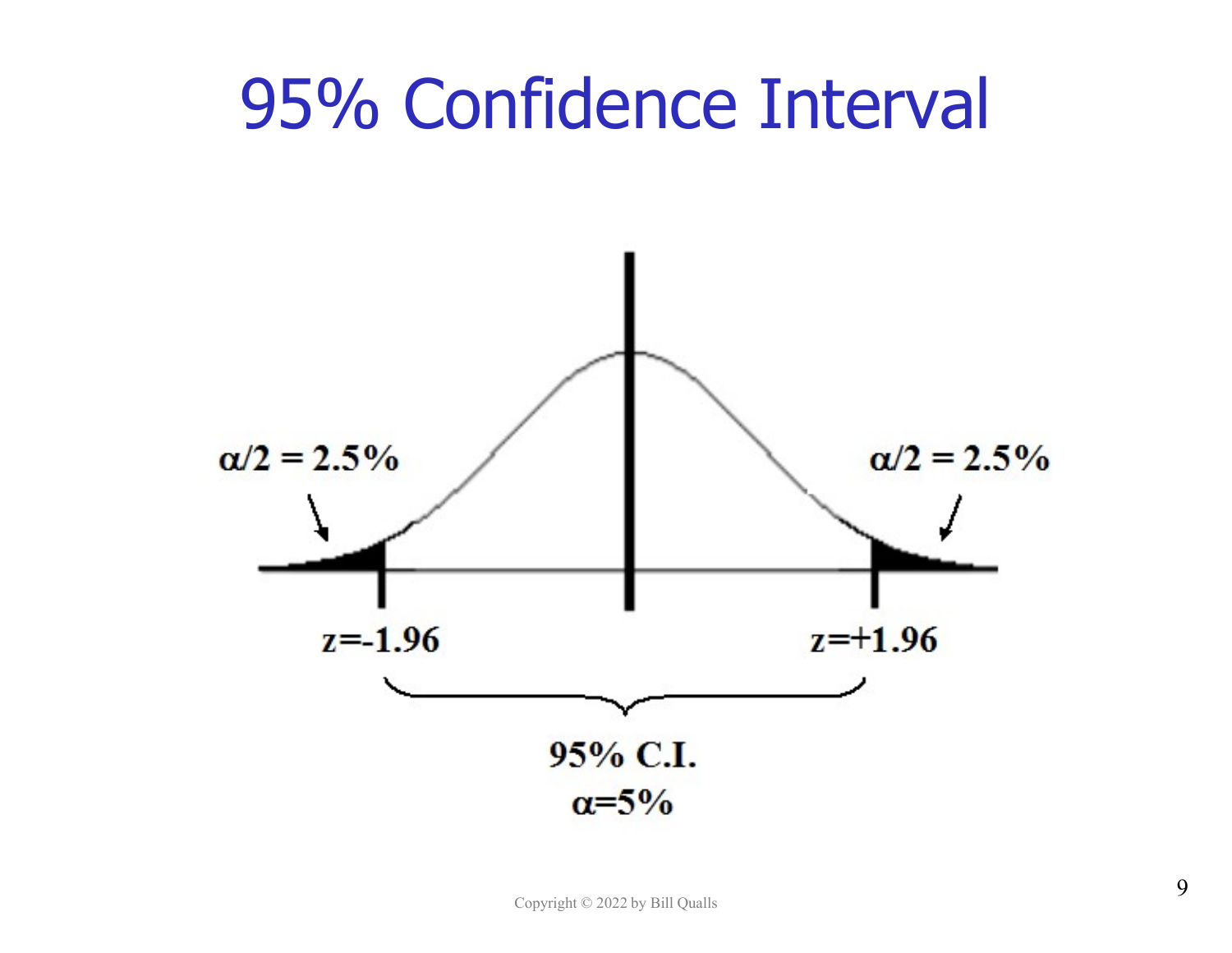# 95% Confidence Interval

$\alpha/2 = 2.5\%$

$\alpha/2 = 2.5\%$

$z=-1.96$

$z=+1.96$

95% C.I.

$\alpha=5\%$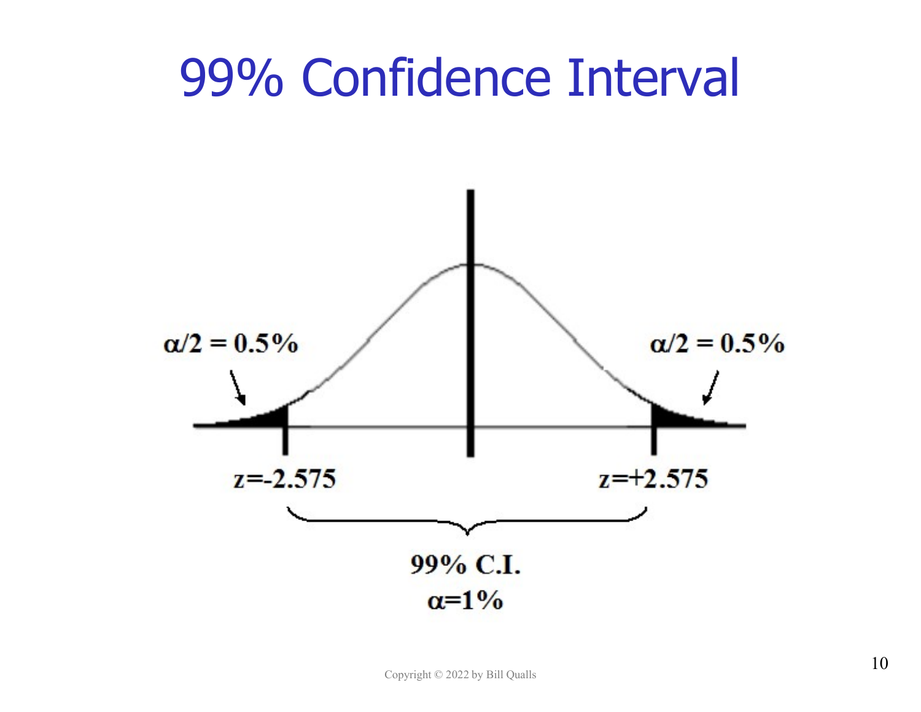# 99% Confidence Interval

$\alpha/2 = 0.5\%$

$\alpha/2 = 0.5\%$

$z=-2.575$

$z=+2.575$

99% C.I.

$\alpha=1\%$

Copyright © 2022 by Bill Qualls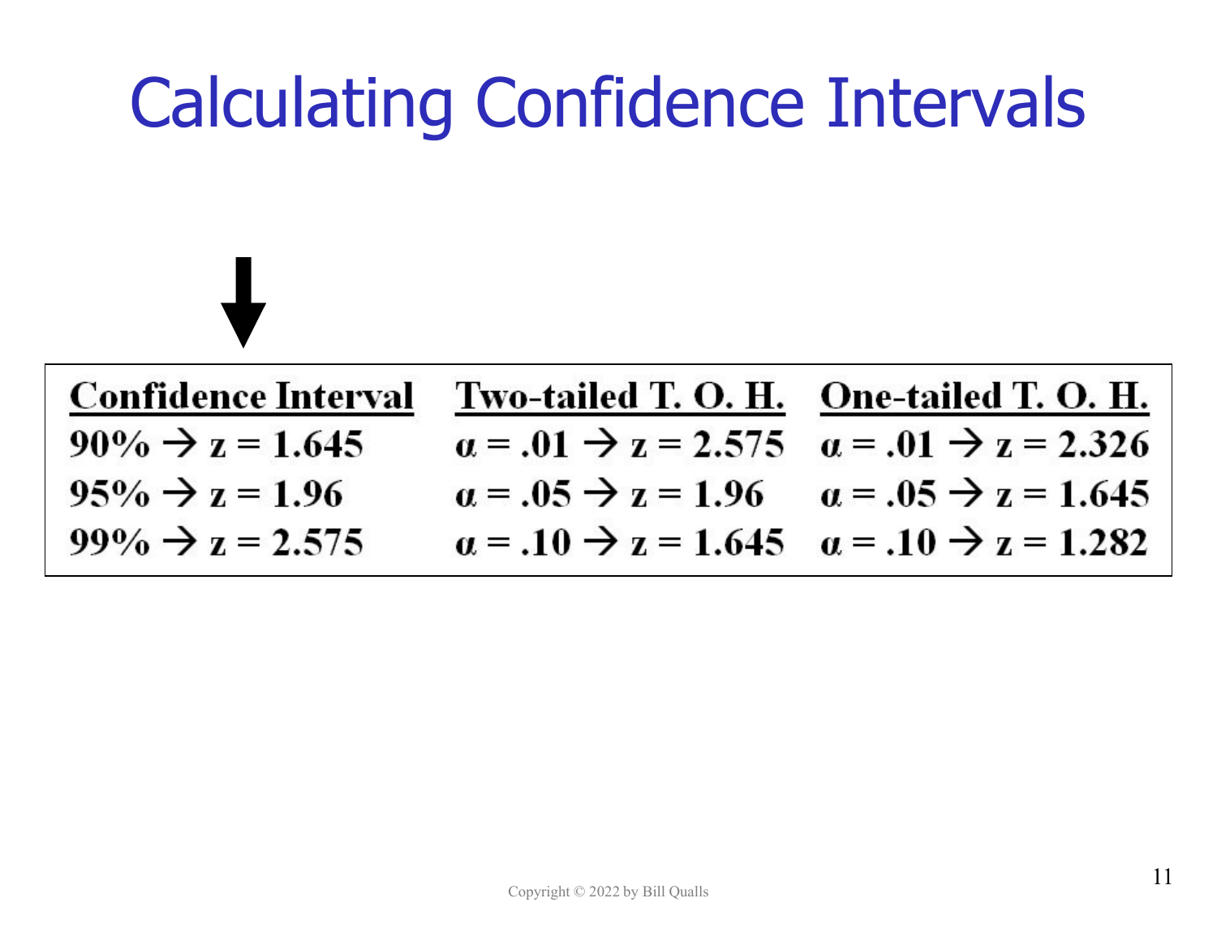# Calculating Confidence Intervals

| Confidence Interval | Two-tailed T. O. H. | One-tailed T. O. H. |
| --- | --- | --- |
| 90% → $z = 1.645$ | $\alpha = .01$ → $z = 2.575$ | $\alpha = .01$ → $z = 2.326$ |
| 95% → $z = 1.96$ | $\alpha = .05$ → $z = 1.96$ | $\alpha = .05$ → $z = 1.645$ |
| 99% → $z = 2.575$ | $\alpha = .10$ → $z = 1.645$ | $\alpha = .10$ → $z = 1.282$ |

Copyright © 2022 by Bill Qualls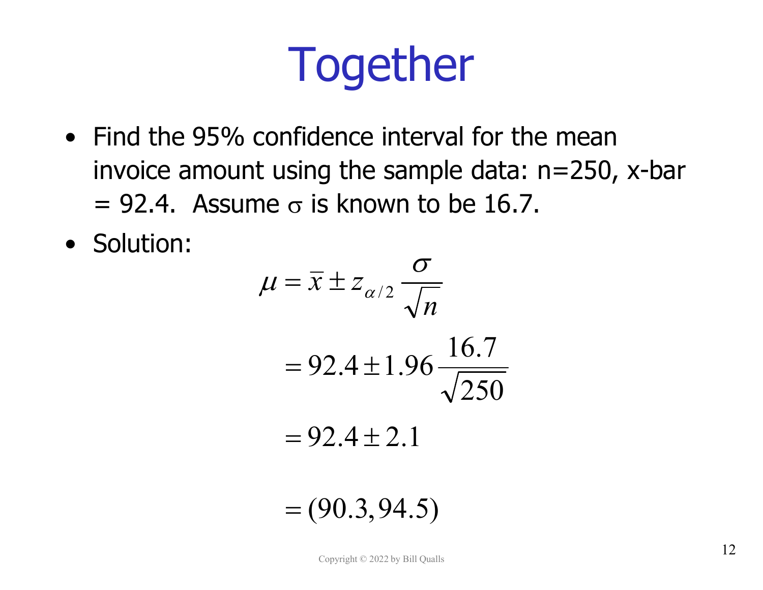# Together

- Find the 95% confidence interval for the mean invoice amount using the sample data: n=250, x-bar = 92.4. Assume $\sigma$ is known to be 16.7.
- Solution:

$$\mu = \bar{x} \pm z_{\alpha/2} \frac{\sigma}{\sqrt{n}}$$

$$= 92.4 \pm 1.96 \frac{16.7}{\sqrt{250}}$$

$$= 92.4 \pm 2.1$$

$$= (90.3, 94.5)$$

Copyright © 2022 by Bill Qualls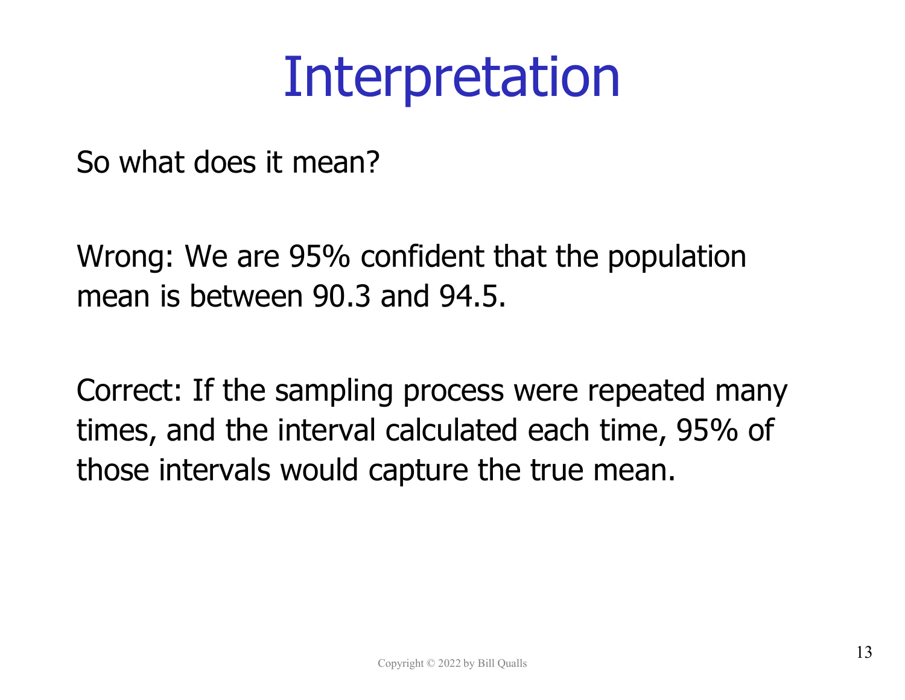# Interpretation

So what does it mean?

Wrong: We are 95% confident that the population mean is between 90.3 and 94.5.

Correct: If the sampling process were repeated many times, and the interval calculated each time, 95% of those intervals would capture the true mean.

Copyright © 2022 by Bill Qualls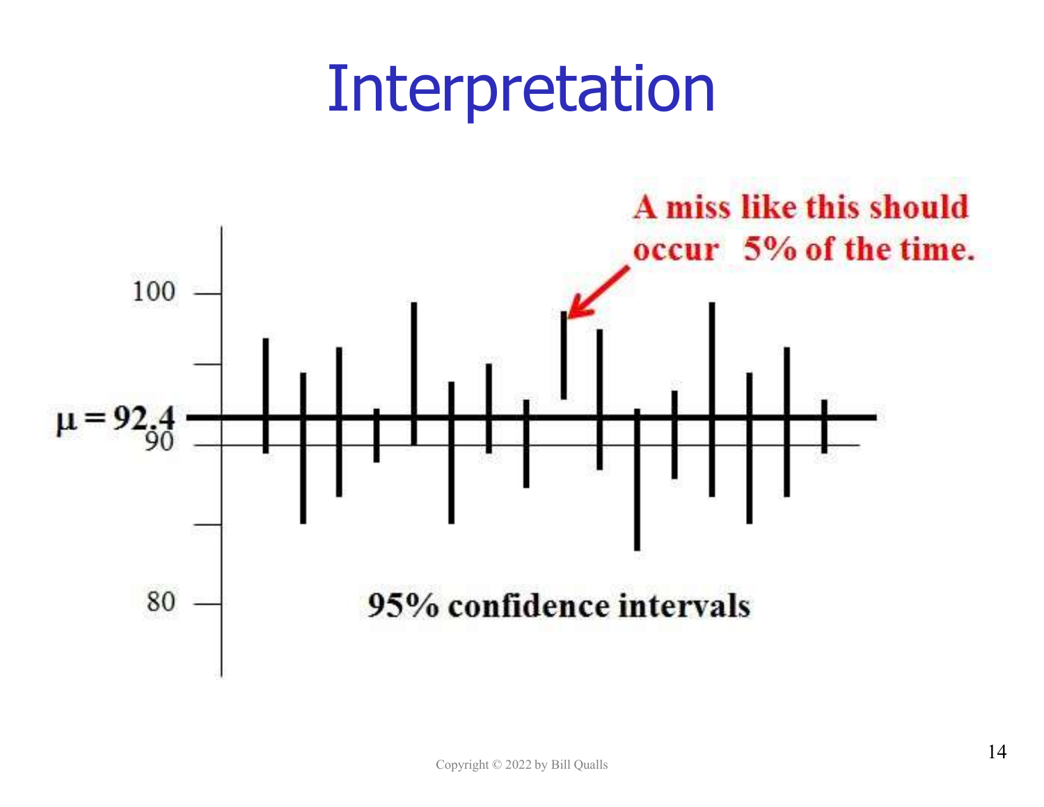# Interpretation

A miss like this should occur 5% of the time.

$\mu = 92.4$

100

90

80

95% confidence intervals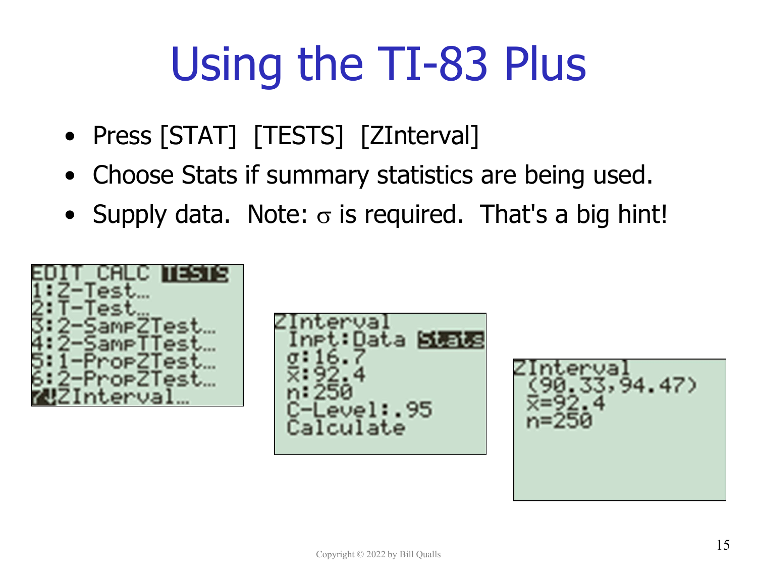# Using the TI-83 Plus

- Press [STAT] [TESTS] [ZInterval]
- Choose Stats if summary statistics are being used.
- Supply data. Note: $\sigma$ is required. That's a big hint!

```
EDIT CALC TESTS
1:Z-Test...
2:T-Test...
3:2-SampZTest...
4:2-SampTTest...
5:1-PropZTest...
6:2-PropZTest...
7:ZInterval...
```

```
ZInterval
 Inpt:Data Stats
 σ:16.7
 x̄:92.4
 n:250
 C-Level:.95
 Calculate
```

```
ZInterval
 (90.33,94.47)
 x̄=92.4
 n=250
```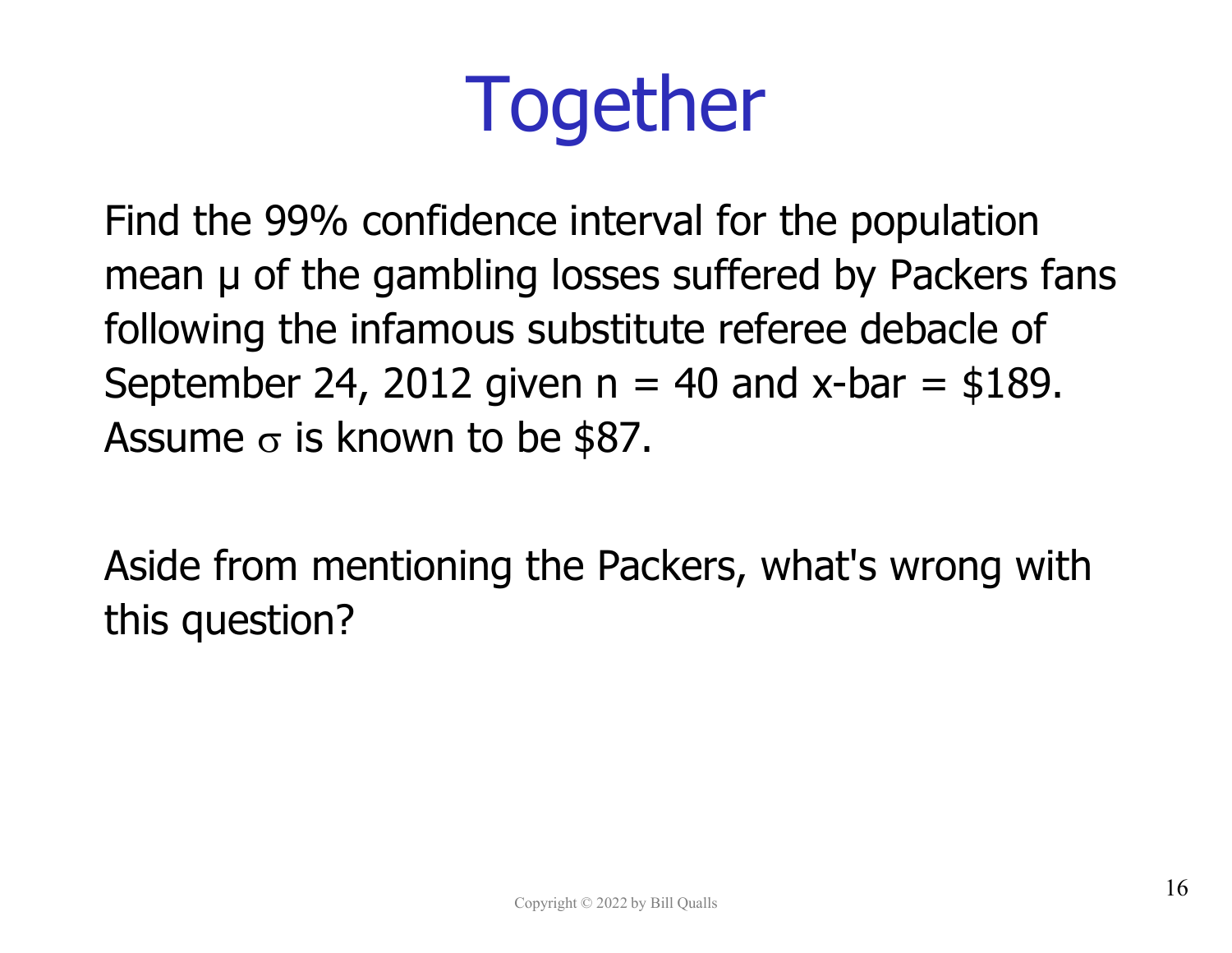# Together

Find the 99% confidence interval for the population mean $\mu$ of the gambling losses suffered by Packers fans following the infamous substitute referee debacle of September 24, 2012 given $n = 40$ and x-bar = \$189. Assume $\sigma$ is known to be \$87.

Aside from mentioning the Packers, what's wrong with this question?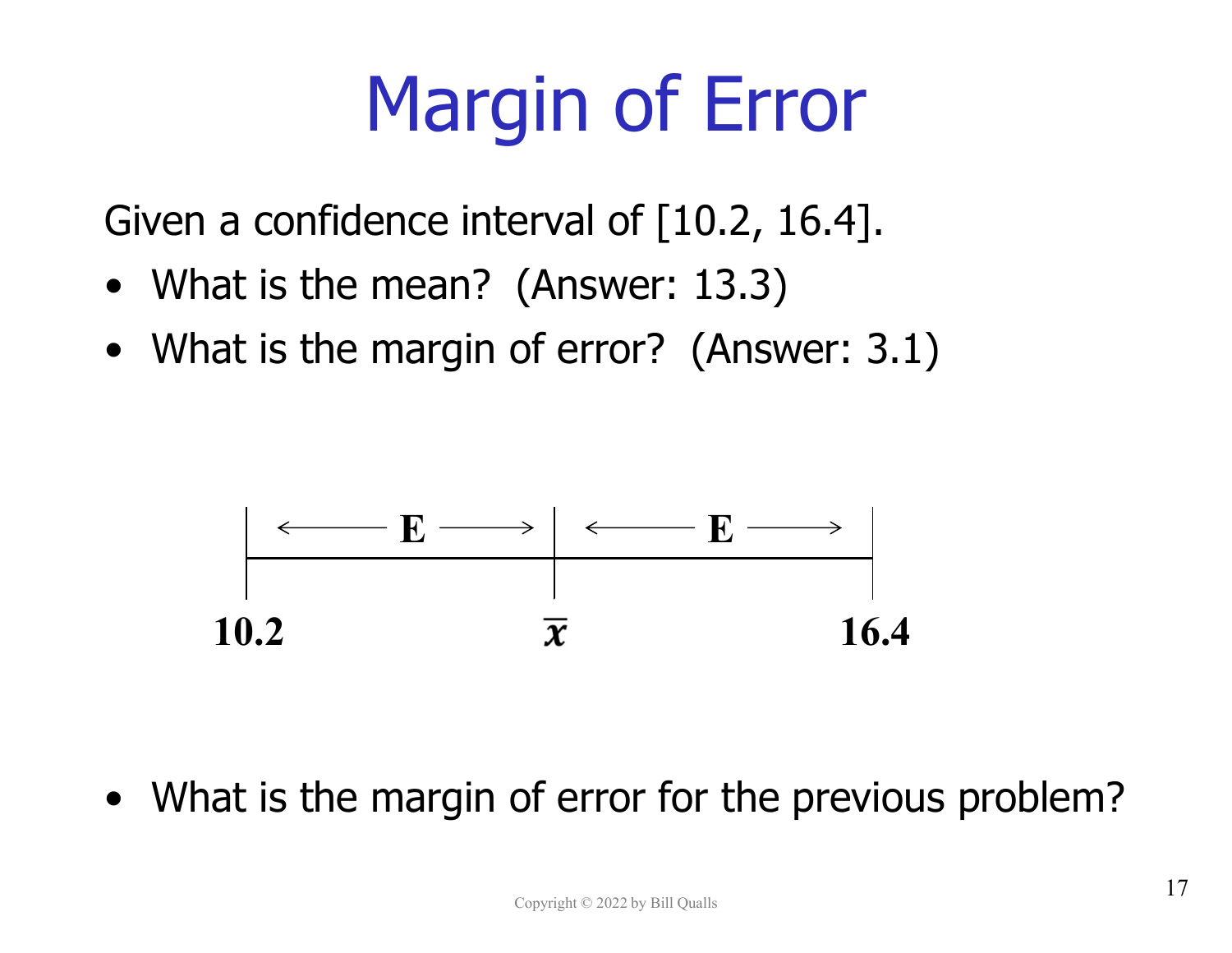# Margin of Error

Given a confidence interval of [10.2, 16.4].

- What is the mean? (Answer: 13.3)
- What is the margin of error? (Answer: 3.1)

$$10.2 \quad \xleftarrow{\quad E \quad} \quad \bar{x} \quad \xrightarrow{\quad E \quad} \quad 16.4$$

- What is the margin of error for the previous problem?

Copyright © 2022 by Bill Qualls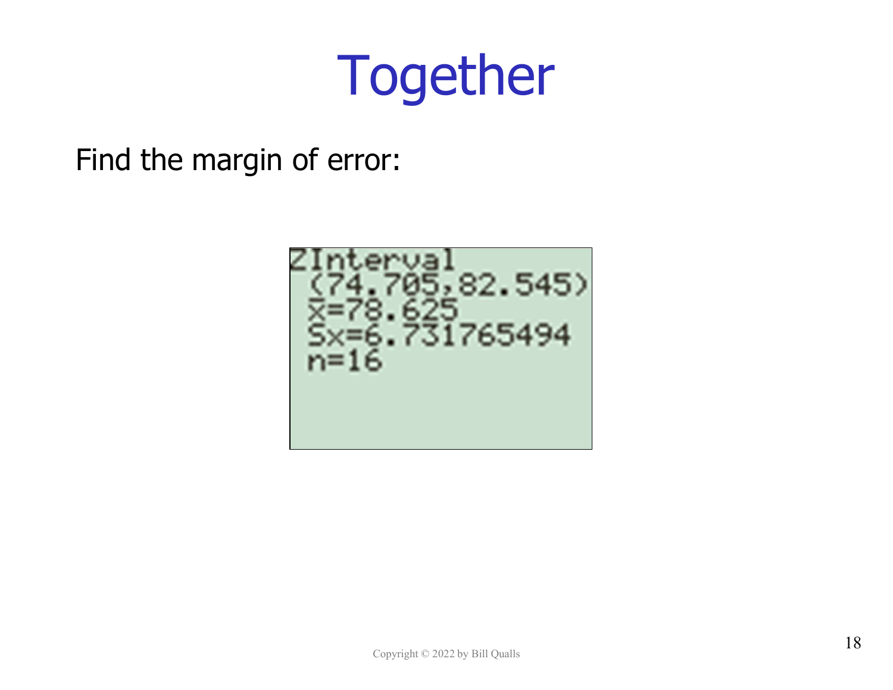# Together

Find the margin of error:

```
ZInterval
 (74.705,82.545)
 x̄=78.625
 Sx=6.731765494
 n=16
```